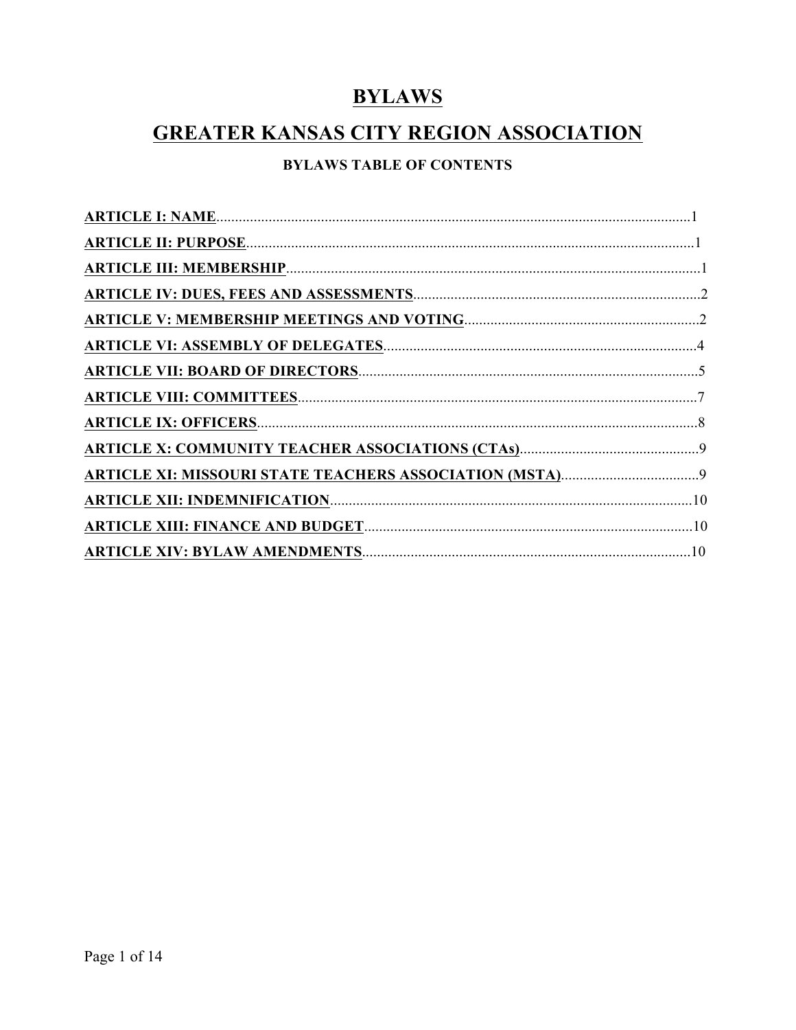# BYLAWS

# GREATER KANSAS CITY REGION ASSOCIATION

### BYLAWS TABLE OF CONTENTS

**ARTICLE I: NAME**...............................................................................................................................1

**ARTICLE II: PURPOSE**........................................................................................................................1

**ARTICLE III: MEMBERSHIP**...............................................................................................................1

**ARTICLE IV: DUES, FEES AND ASSESSMENTS**.............................................................................2

**ARTICLE V: MEMBERSHIP MEETINGS AND VOTING**...............................................................2

**ARTICLE VI: ASSEMBLY OF DELEGATES**....................................................................................4

**ARTICLE VII: BOARD OF DIRECTORS**...........................................................................................5

**ARTICLE VIII: COMMITTEES**...........................................................................................................7

**ARTICLE IX: OFFICERS**......................................................................................................................8

**ARTICLE X: COMMUNITY TEACHER ASSOCIATIONS (CTAs)**................................................9

**ARTICLE XI: MISSOURI STATE TEACHERS ASSOCIATION (MSTA)**.....................................9

**ARTICLE XII: INDEMNIFICATION**.................................................................................................10

**ARTICLE XIII: FINANCE AND BUDGET**........................................................................................10

**ARTICLE XIV: BYLAW AMENDMENTS**........................................................................................10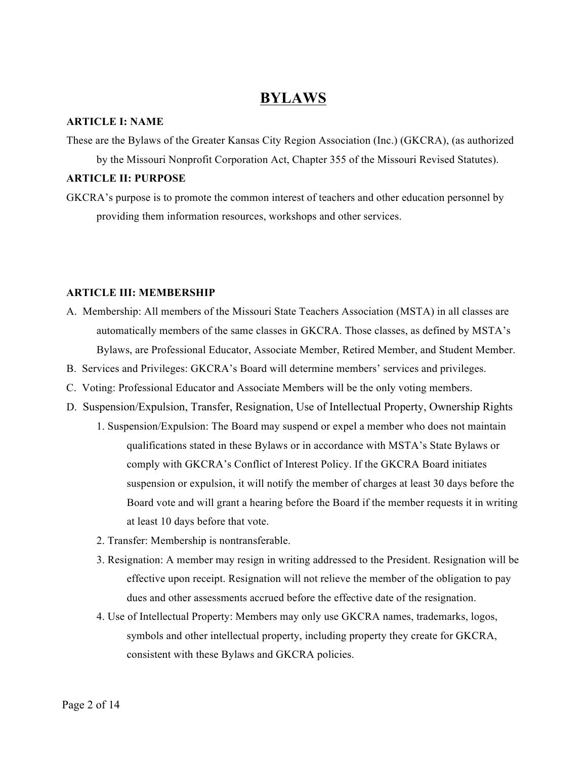# BYLAWS

**ARTICLE I: NAME**

These are the Bylaws of the Greater Kansas City Region Association (Inc.) (GKCRA), (as authorized by the Missouri Nonprofit Corporation Act, Chapter 355 of the Missouri Revised Statutes).

**ARTICLE II: PURPOSE**

GKCRA's purpose is to promote the common interest of teachers and other education personnel by providing them information resources, workshops and other services.

**ARTICLE III: MEMBERSHIP**

A. Membership: All members of the Missouri State Teachers Association (MSTA) in all classes are automatically members of the same classes in GKCRA. Those classes, as defined by MSTA's Bylaws, are Professional Educator, Associate Member, Retired Member, and Student Member.

B. Services and Privileges: GKCRA's Board will determine members' services and privileges.

C. Voting: Professional Educator and Associate Members will be the only voting members.

D. Suspension/Expulsion, Transfer, Resignation, Use of Intellectual Property, Ownership Rights

1. Suspension/Expulsion: The Board may suspend or expel a member who does not maintain qualifications stated in these Bylaws or in accordance with MSTA's State Bylaws or comply with GKCRA's Conflict of Interest Policy. If the GKCRA Board initiates suspension or expulsion, it will notify the member of charges at least 30 days before the Board vote and will grant a hearing before the Board if the member requests it in writing at least 10 days before that vote.
2. Transfer: Membership is nontransferable.
3. Resignation: A member may resign in writing addressed to the President. Resignation will be effective upon receipt. Resignation will not relieve the member of the obligation to pay dues and other assessments accrued before the effective date of the resignation.
4. Use of Intellectual Property: Members may only use GKCRA names, trademarks, logos, symbols and other intellectual property, including property they create for GKCRA, consistent with these Bylaws and GKCRA policies.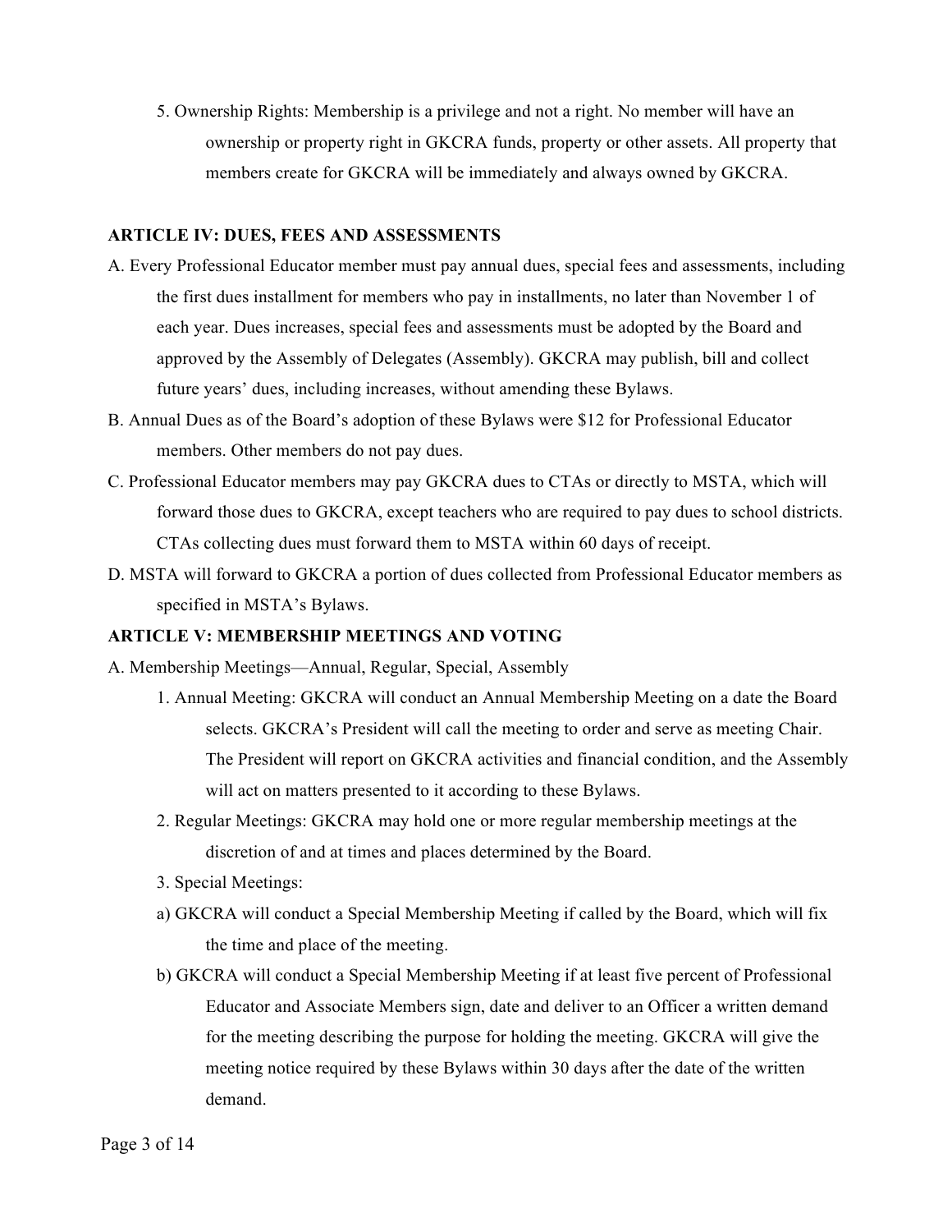5. Ownership Rights: Membership is a privilege and not a right. No member will have an ownership or property right in GKCRA funds, property or other assets. All property that members create for GKCRA will be immediately and always owned by GKCRA.

**ARTICLE IV: DUES, FEES AND ASSESSMENTS**

A. Every Professional Educator member must pay annual dues, special fees and assessments, including the first dues installment for members who pay in installments, no later than November 1 of each year. Dues increases, special fees and assessments must be adopted by the Board and approved by the Assembly of Delegates (Assembly). GKCRA may publish, bill and collect future years' dues, including increases, without amending these Bylaws.

B. Annual Dues as of the Board's adoption of these Bylaws were $12 for Professional Educator members. Other members do not pay dues.

C. Professional Educator members may pay GKCRA dues to CTAs or directly to MSTA, which will forward those dues to GKCRA, except teachers who are required to pay dues to school districts. CTAs collecting dues must forward them to MSTA within 60 days of receipt.

D. MSTA will forward to GKCRA a portion of dues collected from Professional Educator members as specified in MSTA's Bylaws.

**ARTICLE V: MEMBERSHIP MEETINGS AND VOTING**

A. Membership Meetings—Annual, Regular, Special, Assembly

1. Annual Meeting: GKCRA will conduct an Annual Membership Meeting on a date the Board selects. GKCRA's President will call the meeting to order and serve as meeting Chair. The President will report on GKCRA activities and financial condition, and the Assembly will act on matters presented to it according to these Bylaws.

2. Regular Meetings: GKCRA may hold one or more regular membership meetings at the discretion of and at times and places determined by the Board.

3. Special Meetings:

a) GKCRA will conduct a Special Membership Meeting if called by the Board, which will fix the time and place of the meeting.

b) GKCRA will conduct a Special Membership Meeting if at least five percent of Professional Educator and Associate Members sign, date and deliver to an Officer a written demand for the meeting describing the purpose for holding the meeting. GKCRA will give the meeting notice required by these Bylaws within 30 days after the date of the written demand.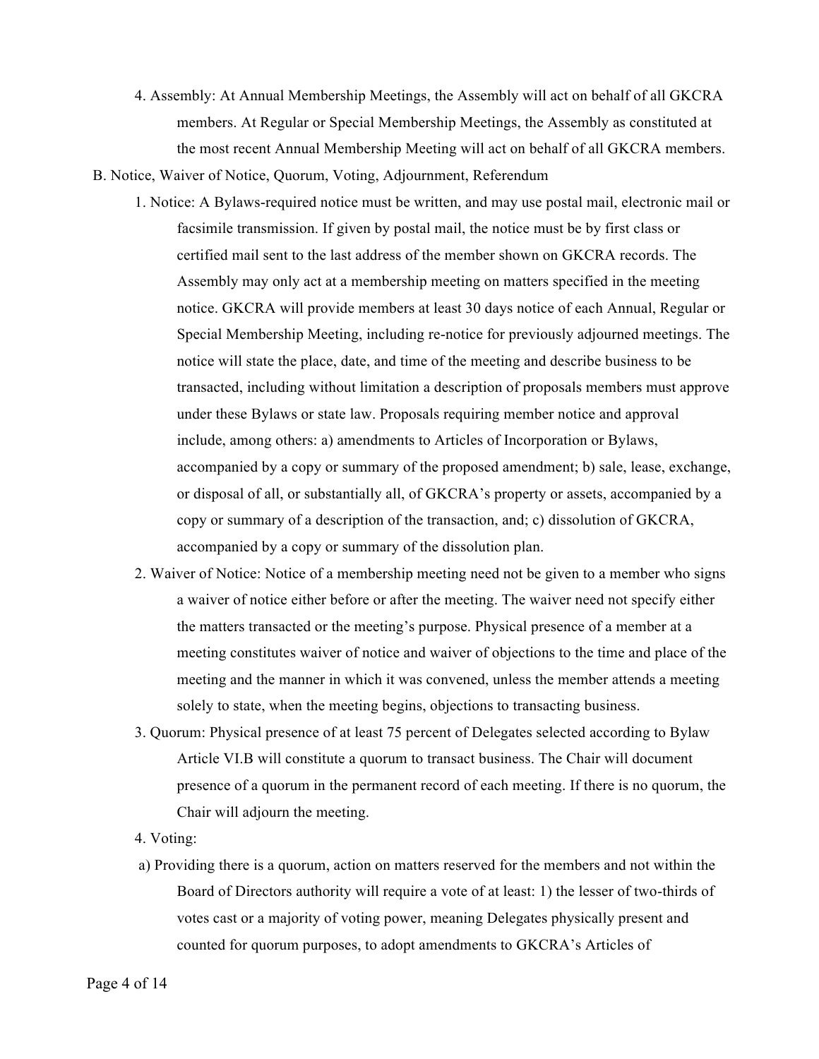4. Assembly: At Annual Membership Meetings, the Assembly will act on behalf of all GKCRA members. At Regular or Special Membership Meetings, the Assembly as constituted at the most recent Annual Membership Meeting will act on behalf of all GKCRA members.

B. Notice, Waiver of Notice, Quorum, Voting, Adjournment, Referendum

1. Notice: A Bylaws-required notice must be written, and may use postal mail, electronic mail or facsimile transmission. If given by postal mail, the notice must be by first class or certified mail sent to the last address of the member shown on GKCRA records. The Assembly may only act at a membership meeting on matters specified in the meeting notice. GKCRA will provide members at least 30 days notice of each Annual, Regular or Special Membership Meeting, including re-notice for previously adjourned meetings. The notice will state the place, date, and time of the meeting and describe business to be transacted, including without limitation a description of proposals members must approve under these Bylaws or state law. Proposals requiring member notice and approval include, among others: a) amendments to Articles of Incorporation or Bylaws, accompanied by a copy or summary of the proposed amendment; b) sale, lease, exchange, or disposal of all, or substantially all, of GKCRA's property or assets, accompanied by a copy or summary of a description of the transaction, and; c) dissolution of GKCRA, accompanied by a copy or summary of the dissolution plan.

2. Waiver of Notice: Notice of a membership meeting need not be given to a member who signs a waiver of notice either before or after the meeting. The waiver need not specify either the matters transacted or the meeting's purpose. Physical presence of a member at a meeting constitutes waiver of notice and waiver of objections to the time and place of the meeting and the manner in which it was convened, unless the member attends a meeting solely to state, when the meeting begins, objections to transacting business.

3. Quorum: Physical presence of at least 75 percent of Delegates selected according to Bylaw Article VI.B will constitute a quorum to transact business. The Chair will document presence of a quorum in the permanent record of each meeting. If there is no quorum, the Chair will adjourn the meeting.

4. Voting:

a) Providing there is a quorum, action on matters reserved for the members and not within the Board of Directors authority will require a vote of at least: 1) the lesser of two-thirds of votes cast or a majority of voting power, meaning Delegates physically present and counted for quorum purposes, to adopt amendments to GKCRA's Articles of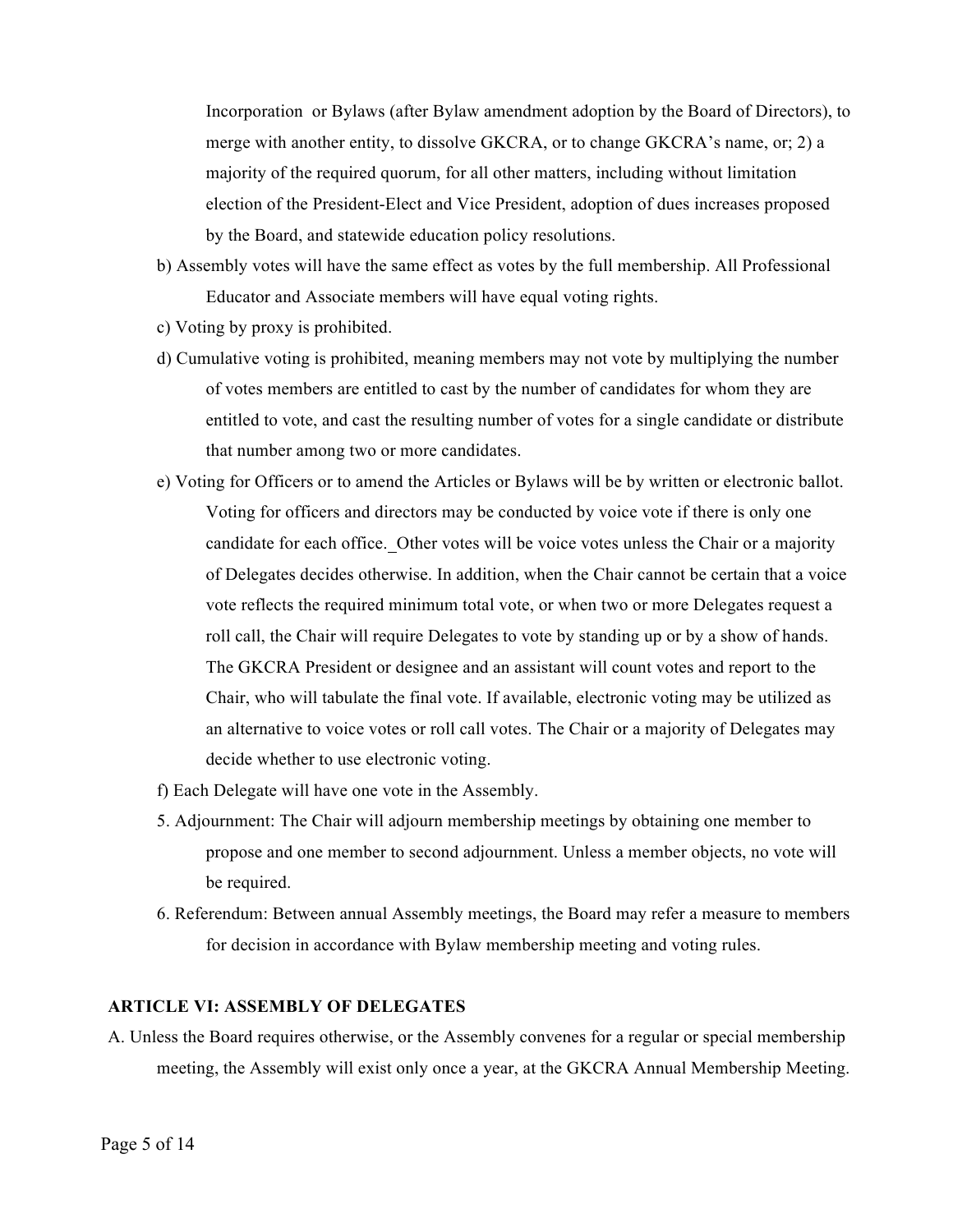Incorporation or Bylaws (after Bylaw amendment adoption by the Board of Directors), to merge with another entity, to dissolve GKCRA, or to change GKCRA's name, or; 2) a majority of the required quorum, for all other matters, including without limitation election of the President-Elect and Vice President, adoption of dues increases proposed by the Board, and statewide education policy resolutions.

b) Assembly votes will have the same effect as votes by the full membership. All Professional Educator and Associate members will have equal voting rights.

c) Voting by proxy is prohibited.

d) Cumulative voting is prohibited, meaning members may not vote by multiplying the number of votes members are entitled to cast by the number of candidates for whom they are entitled to vote, and cast the resulting number of votes for a single candidate or distribute that number among two or more candidates.

e) Voting for Officers or to amend the Articles or Bylaws will be by written or electronic ballot. Voting for officers and directors may be conducted by voice vote if there is only one candidate for each office. Other votes will be voice votes unless the Chair or a majority of Delegates decides otherwise. In addition, when the Chair cannot be certain that a voice vote reflects the required minimum total vote, or when two or more Delegates request a roll call, the Chair will require Delegates to vote by standing up or by a show of hands. The GKCRA President or designee and an assistant will count votes and report to the Chair, who will tabulate the final vote. If available, electronic voting may be utilized as an alternative to voice votes or roll call votes. The Chair or a majority of Delegates may decide whether to use electronic voting.

f) Each Delegate will have one vote in the Assembly.

5. Adjournment: The Chair will adjourn membership meetings by obtaining one member to propose and one member to second adjournment. Unless a member objects, no vote will be required.

6. Referendum: Between annual Assembly meetings, the Board may refer a measure to members for decision in accordance with Bylaw membership meeting and voting rules.

## ARTICLE VI: ASSEMBLY OF DELEGATES

A. Unless the Board requires otherwise, or the Assembly convenes for a regular or special membership meeting, the Assembly will exist only once a year, at the GKCRA Annual Membership Meeting.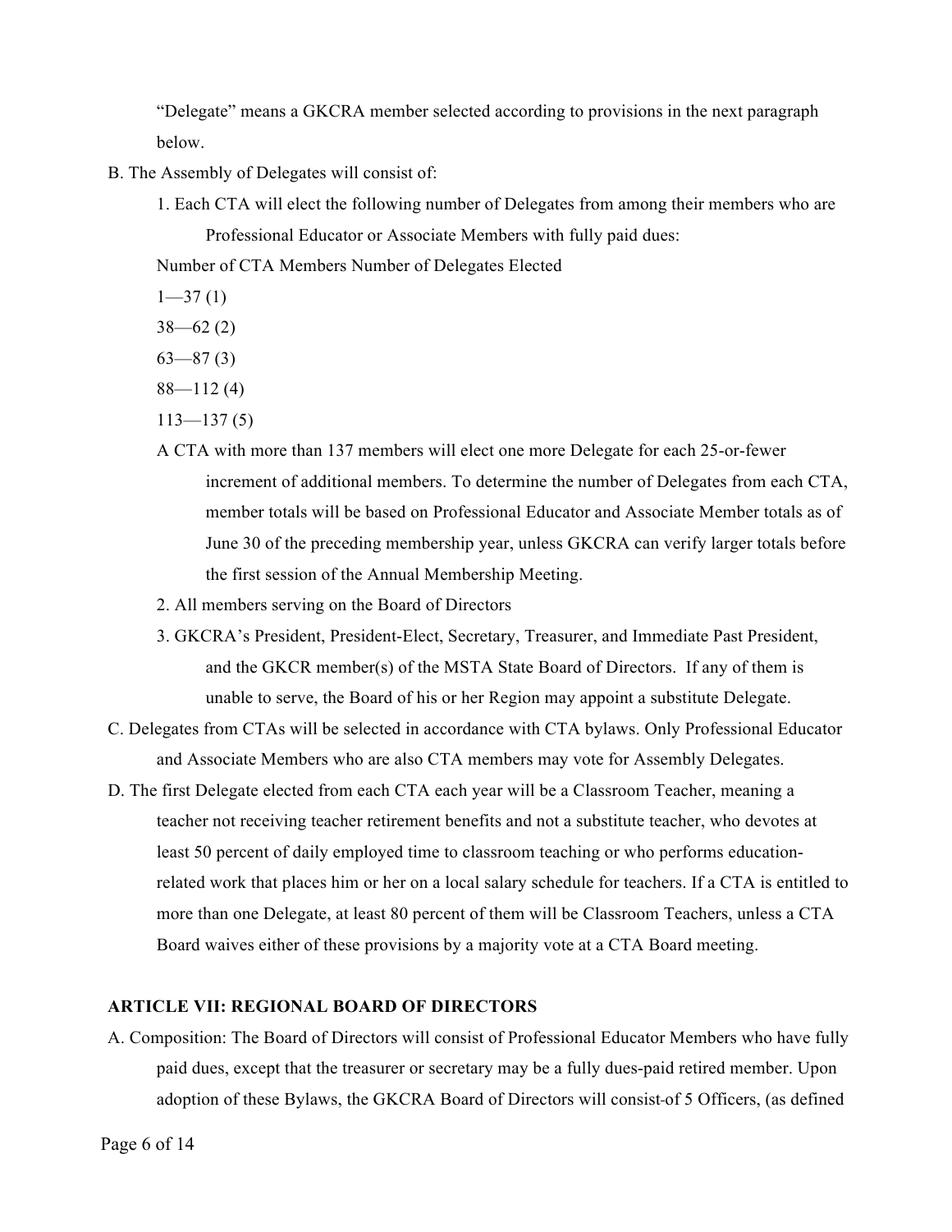"Delegate" means a GKCRA member selected according to provisions in the next paragraph below.

B. The Assembly of Delegates will consist of:

1. Each CTA will elect the following number of Delegates from among their members who are Professional Educator or Associate Members with fully paid dues:

Number of CTA Members Number of Delegates Elected

1—37 (1)

38—62 (2)

63—87 (3)

88—112 (4)

113—137 (5)

A CTA with more than 137 members will elect one more Delegate for each 25-or-fewer increment of additional members. To determine the number of Delegates from each CTA, member totals will be based on Professional Educator and Associate Member totals as of June 30 of the preceding membership year, unless GKCRA can verify larger totals before the first session of the Annual Membership Meeting.

2. All members serving on the Board of Directors

3. GKCRA's President, President-Elect, Secretary, Treasurer, and Immediate Past President, and the GKCR member(s) of the MSTA State Board of Directors. If any of them is unable to serve, the Board of his or her Region may appoint a substitute Delegate.

C. Delegates from CTAs will be selected in accordance with CTA bylaws. Only Professional Educator and Associate Members who are also CTA members may vote for Assembly Delegates.

D. The first Delegate elected from each CTA each year will be a Classroom Teacher, meaning a teacher not receiving teacher retirement benefits and not a substitute teacher, who devotes at least 50 percent of daily employed time to classroom teaching or who performs education-related work that places him or her on a local salary schedule for teachers. If a CTA is entitled to more than one Delegate, at least 80 percent of them will be Classroom Teachers, unless a CTA Board waives either of these provisions by a majority vote at a CTA Board meeting.

## ARTICLE VII: REGIONAL BOARD OF DIRECTORS

A. Composition: The Board of Directors will consist of Professional Educator Members who have fully paid dues, except that the treasurer or secretary may be a fully dues-paid retired member. Upon adoption of these Bylaws, the GKCRA Board of Directors will consist of 5 Officers, (as defined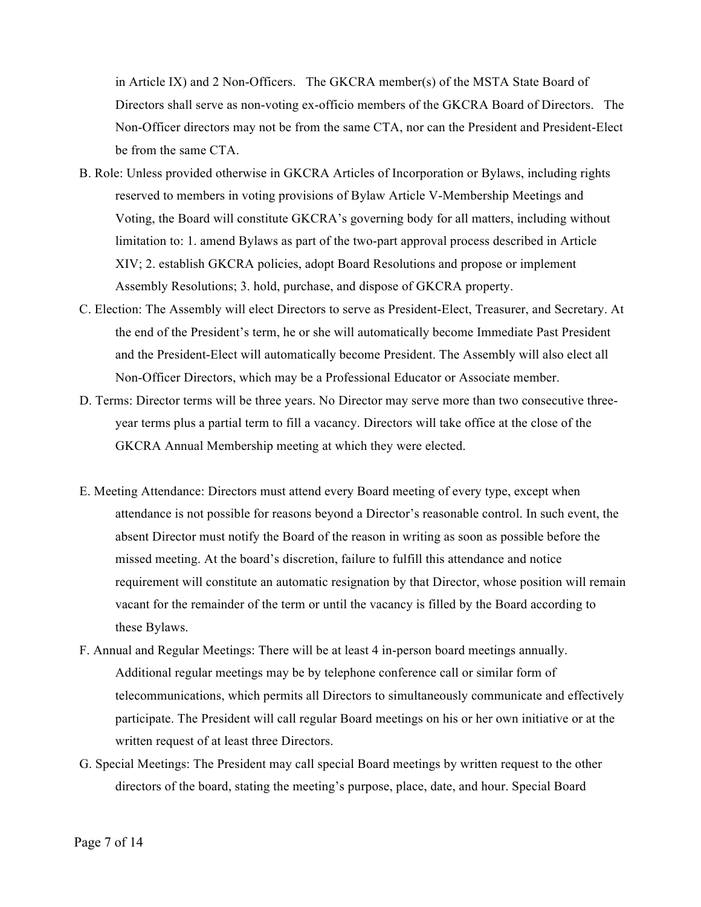in Article IX) and 2 Non-Officers. The GKCRA member(s) of the MSTA State Board of Directors shall serve as non-voting ex-officio members of the GKCRA Board of Directors. The Non-Officer directors may not be from the same CTA, nor can the President and President-Elect be from the same CTA.

B. Role: Unless provided otherwise in GKCRA Articles of Incorporation or Bylaws, including rights reserved to members in voting provisions of Bylaw Article V-Membership Meetings and Voting, the Board will constitute GKCRA's governing body for all matters, including without limitation to: 1. amend Bylaws as part of the two-part approval process described in Article XIV; 2. establish GKCRA policies, adopt Board Resolutions and propose or implement Assembly Resolutions; 3. hold, purchase, and dispose of GKCRA property.

C. Election: The Assembly will elect Directors to serve as President-Elect, Treasurer, and Secretary. At the end of the President's term, he or she will automatically become Immediate Past President and the President-Elect will automatically become President. The Assembly will also elect all Non-Officer Directors, which may be a Professional Educator or Associate member.

D. Terms: Director terms will be three years. No Director may serve more than two consecutive three-year terms plus a partial term to fill a vacancy. Directors will take office at the close of the GKCRA Annual Membership meeting at which they were elected.

E. Meeting Attendance: Directors must attend every Board meeting of every type, except when attendance is not possible for reasons beyond a Director's reasonable control. In such event, the absent Director must notify the Board of the reason in writing as soon as possible before the missed meeting. At the board's discretion, failure to fulfill this attendance and notice requirement will constitute an automatic resignation by that Director, whose position will remain vacant for the remainder of the term or until the vacancy is filled by the Board according to these Bylaws.

F. Annual and Regular Meetings: There will be at least 4 in-person board meetings annually. Additional regular meetings may be by telephone conference call or similar form of telecommunications, which permits all Directors to simultaneously communicate and effectively participate. The President will call regular Board meetings on his or her own initiative or at the written request of at least three Directors.

G. Special Meetings: The President may call special Board meetings by written request to the other directors of the board, stating the meeting's purpose, place, date, and hour. Special Board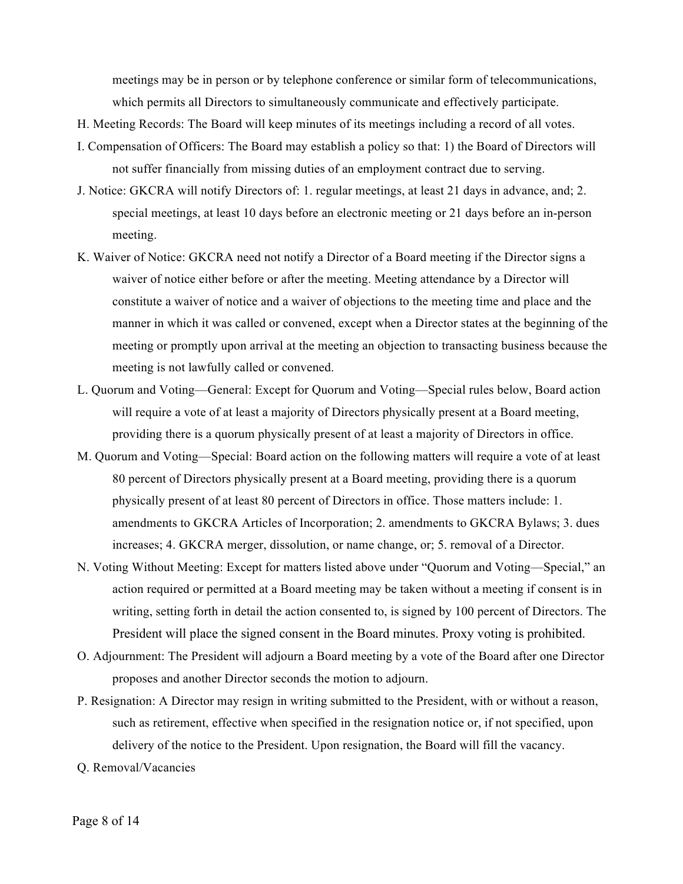meetings may be in person or by telephone conference or similar form of telecommunications, which permits all Directors to simultaneously communicate and effectively participate.

H. Meeting Records: The Board will keep minutes of its meetings including a record of all votes.

I. Compensation of Officers: The Board may establish a policy so that: 1) the Board of Directors will not suffer financially from missing duties of an employment contract due to serving.

J. Notice: GKCRA will notify Directors of: 1. regular meetings, at least 21 days in advance, and; 2. special meetings, at least 10 days before an electronic meeting or 21 days before an in-person meeting.

K. Waiver of Notice: GKCRA need not notify a Director of a Board meeting if the Director signs a waiver of notice either before or after the meeting. Meeting attendance by a Director will constitute a waiver of notice and a waiver of objections to the meeting time and place and the manner in which it was called or convened, except when a Director states at the beginning of the meeting or promptly upon arrival at the meeting an objection to transacting business because the meeting is not lawfully called or convened.

L. Quorum and Voting—General: Except for Quorum and Voting—Special rules below, Board action will require a vote of at least a majority of Directors physically present at a Board meeting, providing there is a quorum physically present of at least a majority of Directors in office.

M. Quorum and Voting—Special: Board action on the following matters will require a vote of at least 80 percent of Directors physically present at a Board meeting, providing there is a quorum physically present of at least 80 percent of Directors in office. Those matters include: 1. amendments to GKCRA Articles of Incorporation; 2. amendments to GKCRA Bylaws; 3. dues increases; 4. GKCRA merger, dissolution, or name change, or; 5. removal of a Director.

N. Voting Without Meeting: Except for matters listed above under "Quorum and Voting—Special," an action required or permitted at a Board meeting may be taken without a meeting if consent is in writing, setting forth in detail the action consented to, is signed by 100 percent of Directors. The President will place the signed consent in the Board minutes. Proxy voting is prohibited.

O. Adjournment: The President will adjourn a Board meeting by a vote of the Board after one Director proposes and another Director seconds the motion to adjourn.

P. Resignation: A Director may resign in writing submitted to the President, with or without a reason, such as retirement, effective when specified in the resignation notice or, if not specified, upon delivery of the notice to the President. Upon resignation, the Board will fill the vacancy.

Q. Removal/Vacancies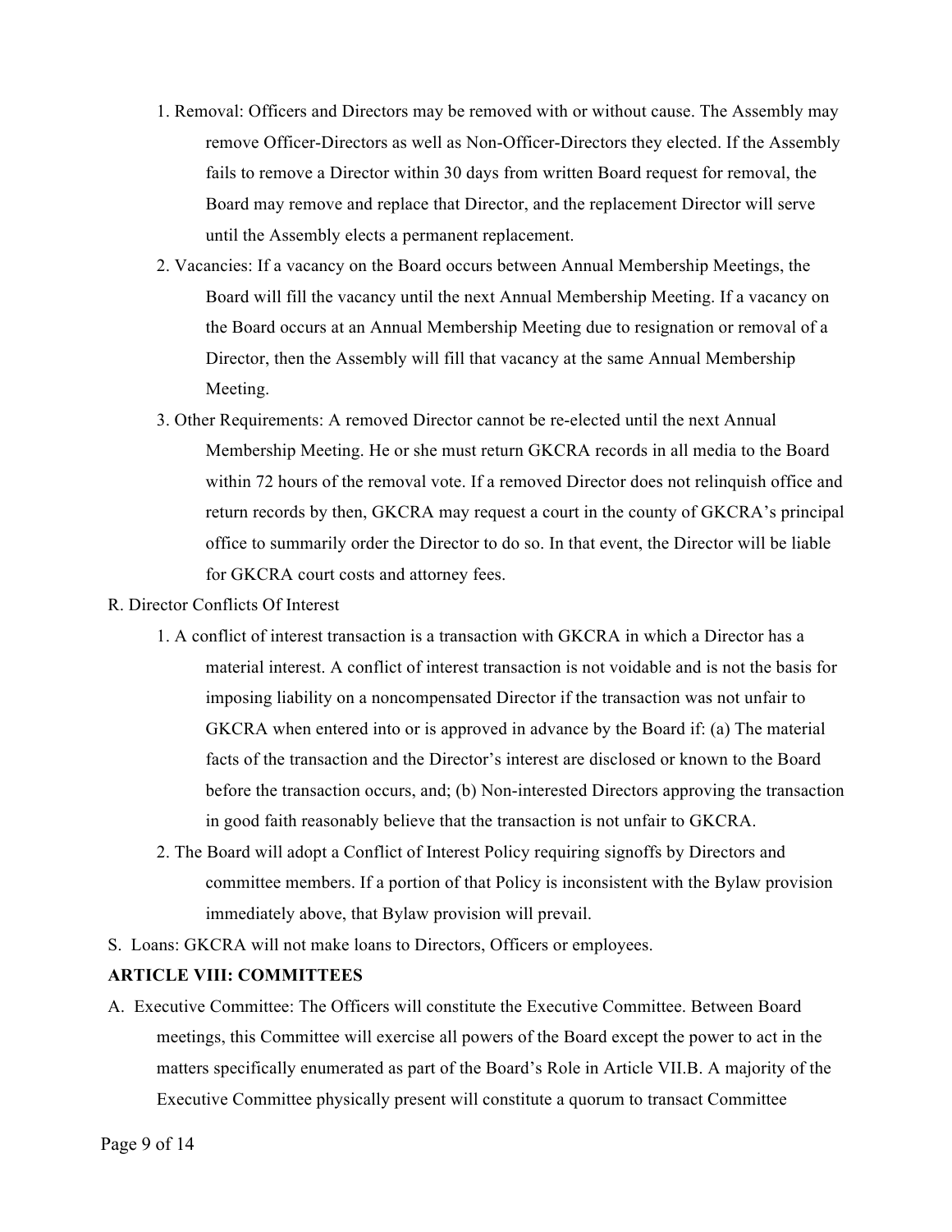1. Removal: Officers and Directors may be removed with or without cause. The Assembly may remove Officer-Directors as well as Non-Officer-Directors they elected. If the Assembly fails to remove a Director within 30 days from written Board request for removal, the Board may remove and replace that Director, and the replacement Director will serve until the Assembly elects a permanent replacement.
2. Vacancies: If a vacancy on the Board occurs between Annual Membership Meetings, the Board will fill the vacancy until the next Annual Membership Meeting. If a vacancy on the Board occurs at an Annual Membership Meeting due to resignation or removal of a Director, then the Assembly will fill that vacancy at the same Annual Membership Meeting.
3. Other Requirements: A removed Director cannot be re-elected until the next Annual Membership Meeting. He or she must return GKCRA records in all media to the Board within 72 hours of the removal vote. If a removed Director does not relinquish office and return records by then, GKCRA may request a court in the county of GKCRA's principal office to summarily order the Director to do so. In that event, the Director will be liable for GKCRA court costs and attorney fees.

R. Director Conflicts Of Interest

1. A conflict of interest transaction is a transaction with GKCRA in which a Director has a material interest. A conflict of interest transaction is not voidable and is not the basis for imposing liability on a noncompensated Director if the transaction was not unfair to GKCRA when entered into or is approved in advance by the Board if: (a) The material facts of the transaction and the Director's interest are disclosed or known to the Board before the transaction occurs, and; (b) Non-interested Directors approving the transaction in good faith reasonably believe that the transaction is not unfair to GKCRA.
2. The Board will adopt a Conflict of Interest Policy requiring signoffs by Directors and committee members. If a portion of that Policy is inconsistent with the Bylaw provision immediately above, that Bylaw provision will prevail.

S. Loans: GKCRA will not make loans to Directors, Officers or employees.

**ARTICLE VIII: COMMITTEES**

A. Executive Committee: The Officers will constitute the Executive Committee. Between Board meetings, this Committee will exercise all powers of the Board except the power to act in the matters specifically enumerated as part of the Board's Role in Article VII.B. A majority of the Executive Committee physically present will constitute a quorum to transact Committee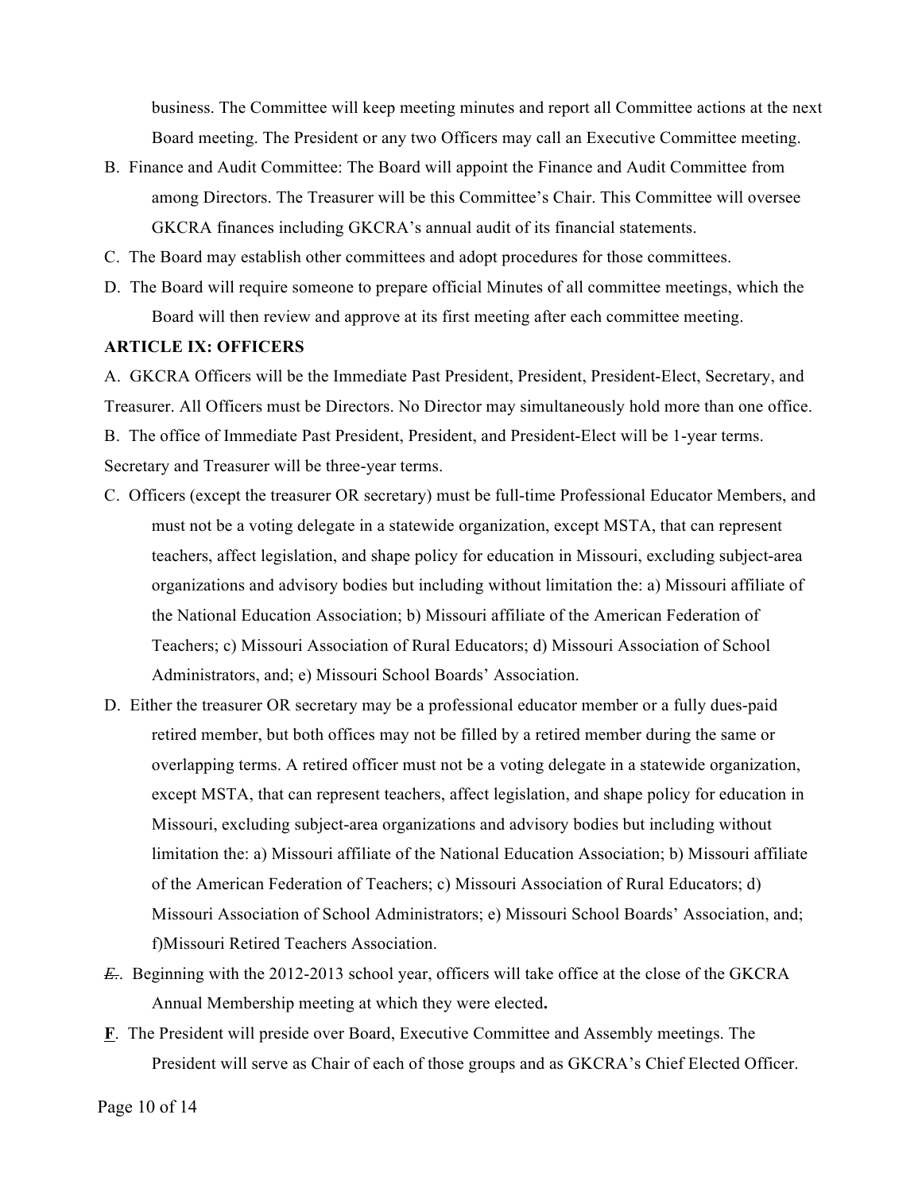business. The Committee will keep meeting minutes and report all Committee actions at the next Board meeting. The President or any two Officers may call an Executive Committee meeting.

B. Finance and Audit Committee: The Board will appoint the Finance and Audit Committee from among Directors. The Treasurer will be this Committee's Chair. This Committee will oversee GKCRA finances including GKCRA's annual audit of its financial statements.

C. The Board may establish other committees and adopt procedures for those committees.

D. The Board will require someone to prepare official Minutes of all committee meetings, which the Board will then review and approve at its first meeting after each committee meeting.

**ARTICLE IX: OFFICERS**

A. GKCRA Officers will be the Immediate Past President, President, President-Elect, Secretary, and Treasurer. All Officers must be Directors. No Director may simultaneously hold more than one office.

B. The office of Immediate Past President, President, and President-Elect will be 1-year terms. Secretary and Treasurer will be three-year terms.

C. Officers (except the treasurer OR secretary) must be full-time Professional Educator Members, and must not be a voting delegate in a statewide organization, except MSTA, that can represent teachers, affect legislation, and shape policy for education in Missouri, excluding subject-area organizations and advisory bodies but including without limitation the: a) Missouri affiliate of the National Education Association; b) Missouri affiliate of the American Federation of Teachers; c) Missouri Association of Rural Educators; d) Missouri Association of School Administrators, and; e) Missouri School Boards' Association.

D. Either the treasurer OR secretary may be a professional educator member or a fully dues-paid retired member, but both offices may not be filled by a retired member during the same or overlapping terms. A retired officer must not be a voting delegate in a statewide organization, except MSTA, that can represent teachers, affect legislation, and shape policy for education in Missouri, excluding subject-area organizations and advisory bodies but including without limitation the: a) Missouri affiliate of the National Education Association; b) Missouri affiliate of the American Federation of Teachers; c) Missouri Association of Rural Educators; d) Missouri Association of School Administrators; e) Missouri School Boards' Association, and; f)Missouri Retired Teachers Association.

~~*E*~~. Beginning with the 2012-2013 school year, officers will take office at the close of the GKCRA Annual Membership meeting at which they were elected**.**

**F**. The President will preside over Board, Executive Committee and Assembly meetings. The President will serve as Chair of each of those groups and as GKCRA's Chief Elected Officer.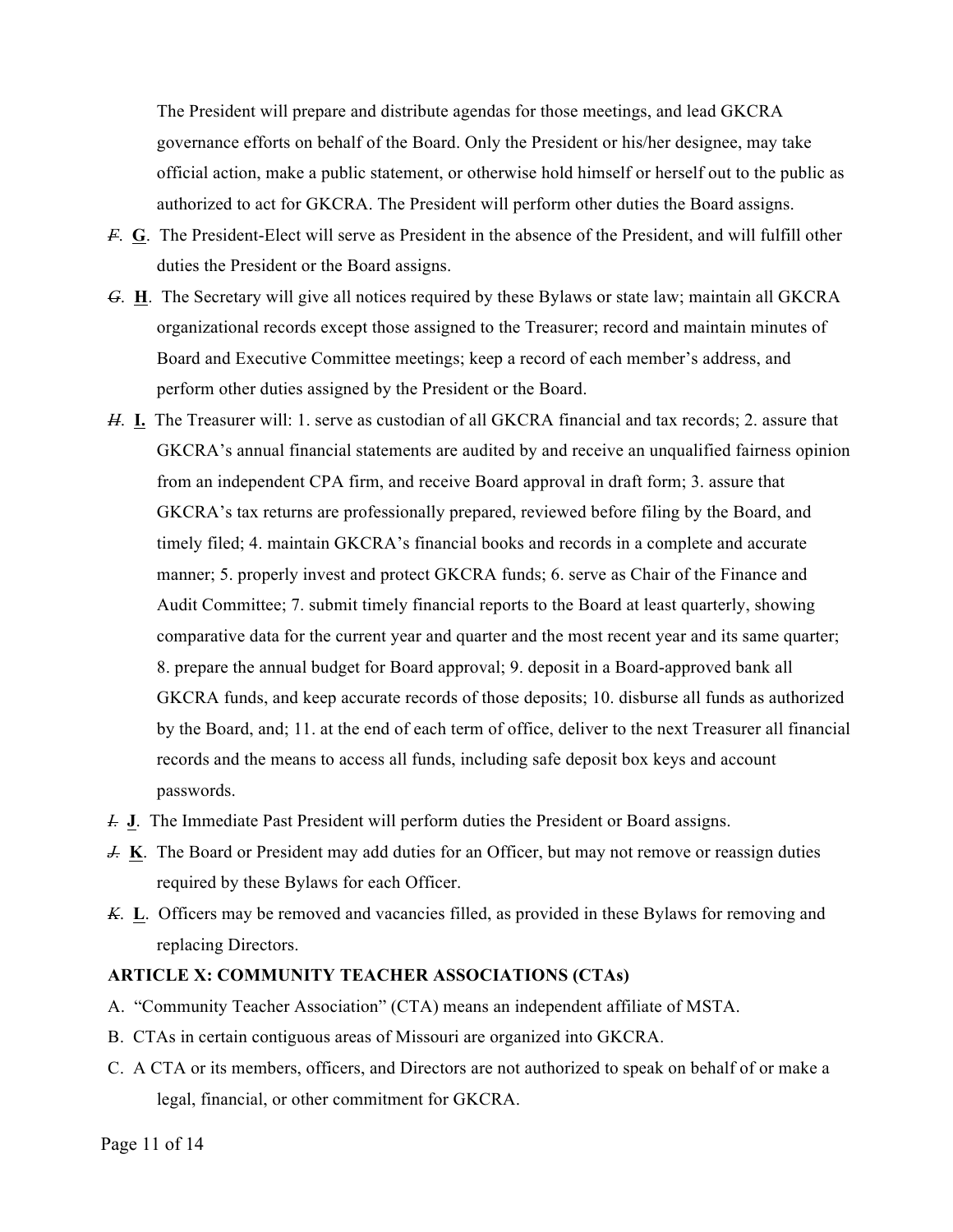The President will prepare and distribute agendas for those meetings, and lead GKCRA governance efforts on behalf of the Board. Only the President or his/her designee, may take official action, make a public statement, or otherwise hold himself or herself out to the public as authorized to act for GKCRA. The President will perform other duties the Board assigns.

~~F.~~ **G**. The President-Elect will serve as President in the absence of the President, and will fulfill other duties the President or the Board assigns.

~~G.~~ **H**. The Secretary will give all notices required by these Bylaws or state law; maintain all GKCRA organizational records except those assigned to the Treasurer; record and maintain minutes of Board and Executive Committee meetings; keep a record of each member's address, and perform other duties assigned by the President or the Board.

~~H.~~ **I.** The Treasurer will: 1. serve as custodian of all GKCRA financial and tax records; 2. assure that GKCRA's annual financial statements are audited by and receive an unqualified fairness opinion from an independent CPA firm, and receive Board approval in draft form; 3. assure that GKCRA's tax returns are professionally prepared, reviewed before filing by the Board, and timely filed; 4. maintain GKCRA's financial books and records in a complete and accurate manner; 5. properly invest and protect GKCRA funds; 6. serve as Chair of the Finance and Audit Committee; 7. submit timely financial reports to the Board at least quarterly, showing comparative data for the current year and quarter and the most recent year and its same quarter; 8. prepare the annual budget for Board approval; 9. deposit in a Board-approved bank all GKCRA funds, and keep accurate records of those deposits; 10. disburse all funds as authorized by the Board, and; 11. at the end of each term of office, deliver to the next Treasurer all financial records and the means to access all funds, including safe deposit box keys and account passwords.

~~I.~~ **J**. The Immediate Past President will perform duties the President or Board assigns.

~~J.~~ **K**. The Board or President may add duties for an Officer, but may not remove or reassign duties required by these Bylaws for each Officer.

~~K.~~ **L**. Officers may be removed and vacancies filled, as provided in these Bylaws for removing and replacing Directors.

**ARTICLE X: COMMUNITY TEACHER ASSOCIATIONS (CTAs)**

A. "Community Teacher Association" (CTA) means an independent affiliate of MSTA.

B. CTAs in certain contiguous areas of Missouri are organized into GKCRA.

C. A CTA or its members, officers, and Directors are not authorized to speak on behalf of or make a legal, financial, or other commitment for GKCRA.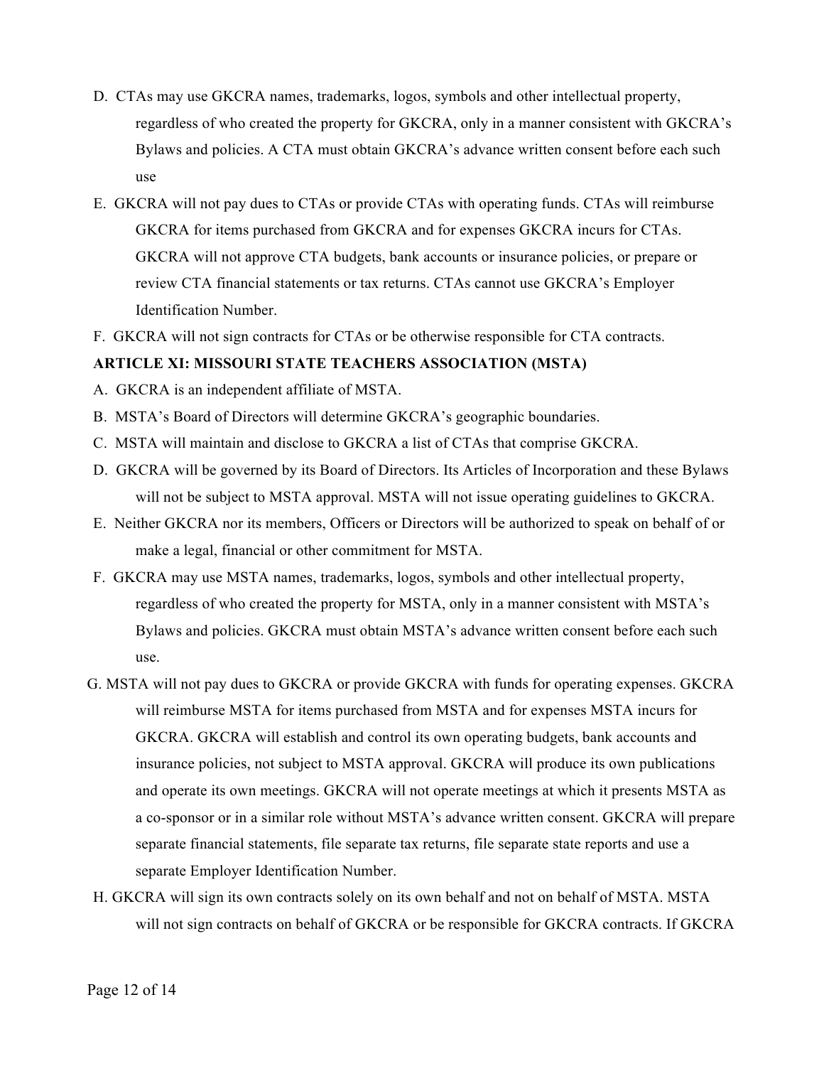D. CTAs may use GKCRA names, trademarks, logos, symbols and other intellectual property, regardless of who created the property for GKCRA, only in a manner consistent with GKCRA's Bylaws and policies. A CTA must obtain GKCRA's advance written consent before each such use

E. GKCRA will not pay dues to CTAs or provide CTAs with operating funds. CTAs will reimburse GKCRA for items purchased from GKCRA and for expenses GKCRA incurs for CTAs. GKCRA will not approve CTA budgets, bank accounts or insurance policies, or prepare or review CTA financial statements or tax returns. CTAs cannot use GKCRA's Employer Identification Number.

F. GKCRA will not sign contracts for CTAs or be otherwise responsible for CTA contracts.

**ARTICLE XI: MISSOURI STATE TEACHERS ASSOCIATION (MSTA)**

A. GKCRA is an independent affiliate of MSTA.

B. MSTA's Board of Directors will determine GKCRA's geographic boundaries.

C. MSTA will maintain and disclose to GKCRA a list of CTAs that comprise GKCRA.

D. GKCRA will be governed by its Board of Directors. Its Articles of Incorporation and these Bylaws will not be subject to MSTA approval. MSTA will not issue operating guidelines to GKCRA.

E. Neither GKCRA nor its members, Officers or Directors will be authorized to speak on behalf of or make a legal, financial or other commitment for MSTA.

F. GKCRA may use MSTA names, trademarks, logos, symbols and other intellectual property, regardless of who created the property for MSTA, only in a manner consistent with MSTA's Bylaws and policies. GKCRA must obtain MSTA's advance written consent before each such use.

G. MSTA will not pay dues to GKCRA or provide GKCRA with funds for operating expenses. GKCRA will reimburse MSTA for items purchased from MSTA and for expenses MSTA incurs for GKCRA. GKCRA will establish and control its own operating budgets, bank accounts and insurance policies, not subject to MSTA approval. GKCRA will produce its own publications and operate its own meetings. GKCRA will not operate meetings at which it presents MSTA as a co-sponsor or in a similar role without MSTA's advance written consent. GKCRA will prepare separate financial statements, file separate tax returns, file separate state reports and use a separate Employer Identification Number.

H. GKCRA will sign its own contracts solely on its own behalf and not on behalf of MSTA. MSTA will not sign contracts on behalf of GKCRA or be responsible for GKCRA contracts. If GKCRA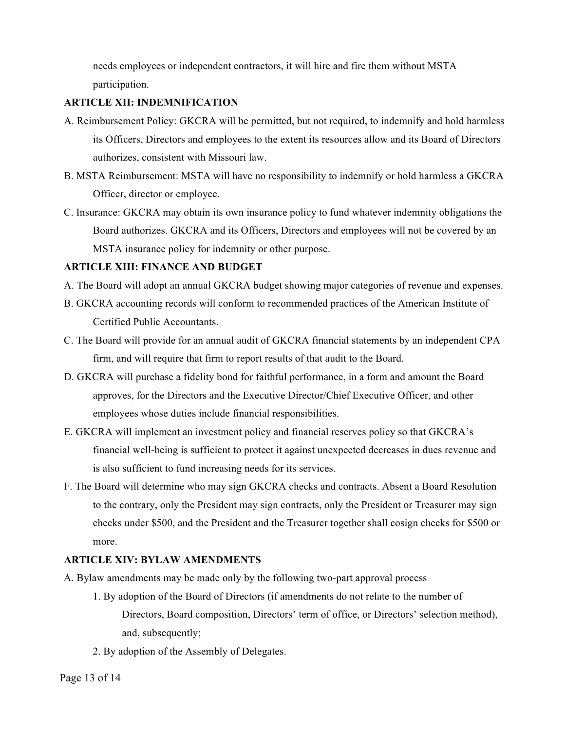needs employees or independent contractors, it will hire and fire them without MSTA participation.

**ARTICLE XII: INDEMNIFICATION**

A. Reimbursement Policy: GKCRA will be permitted, but not required, to indemnify and hold harmless its Officers, Directors and employees to the extent its resources allow and its Board of Directors authorizes, consistent with Missouri law.

B. MSTA Reimbursement: MSTA will have no responsibility to indemnify or hold harmless a GKCRA Officer, director or employee.

C. Insurance: GKCRA may obtain its own insurance policy to fund whatever indemnity obligations the Board authorizes. GKCRA and its Officers, Directors and employees will not be covered by an MSTA insurance policy for indemnity or other purpose.

**ARTICLE XIII: FINANCE AND BUDGET**

A. The Board will adopt an annual GKCRA budget showing major categories of revenue and expenses.

B. GKCRA accounting records will conform to recommended practices of the American Institute of Certified Public Accountants.

C. The Board will provide for an annual audit of GKCRA financial statements by an independent CPA firm, and will require that firm to report results of that audit to the Board.

D. GKCRA will purchase a fidelity bond for faithful performance, in a form and amount the Board approves, for the Directors and the Executive Director/Chief Executive Officer, and other employees whose duties include financial responsibilities.

E. GKCRA will implement an investment policy and financial reserves policy so that GKCRA's financial well-being is sufficient to protect it against unexpected decreases in dues revenue and is also sufficient to fund increasing needs for its services.

F. The Board will determine who may sign GKCRA checks and contracts. Absent a Board Resolution to the contrary, only the President may sign contracts, only the President or Treasurer may sign checks under $500, and the President and the Treasurer together shall cosign checks for $500 or more.

**ARTICLE XIV: BYLAW AMENDMENTS**

A. Bylaw amendments may be made only by the following two-part approval process

1. By adoption of the Board of Directors (if amendments do not relate to the number of Directors, Board composition, Directors' term of office, or Directors' selection method), and, subsequently;
2. By adoption of the Assembly of Delegates.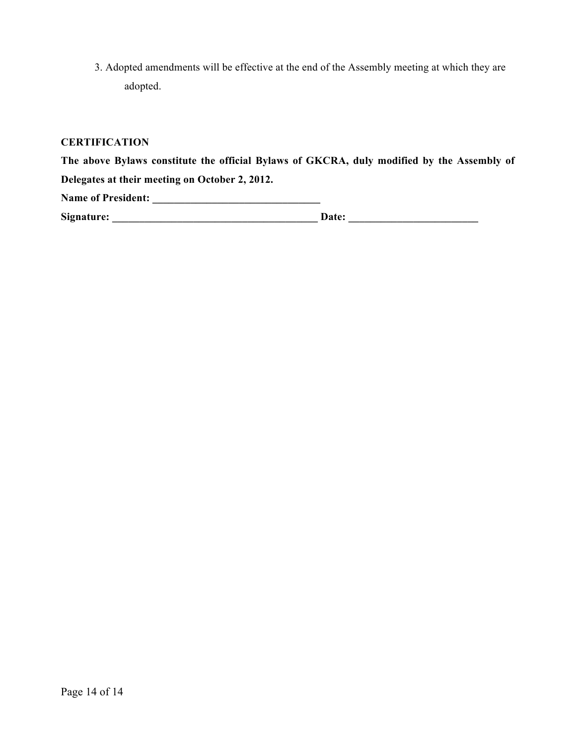3. Adopted amendments will be effective at the end of the Assembly meeting at which they are adopted.

**CERTIFICATION**

**The above Bylaws constitute the official Bylaws of GKCRA, duly modified by the Assembly of Delegates at their meeting on October 2, 2012.**

**Name of President: ________________________________**

**Signature: _______________________________________ Date: _________________________**